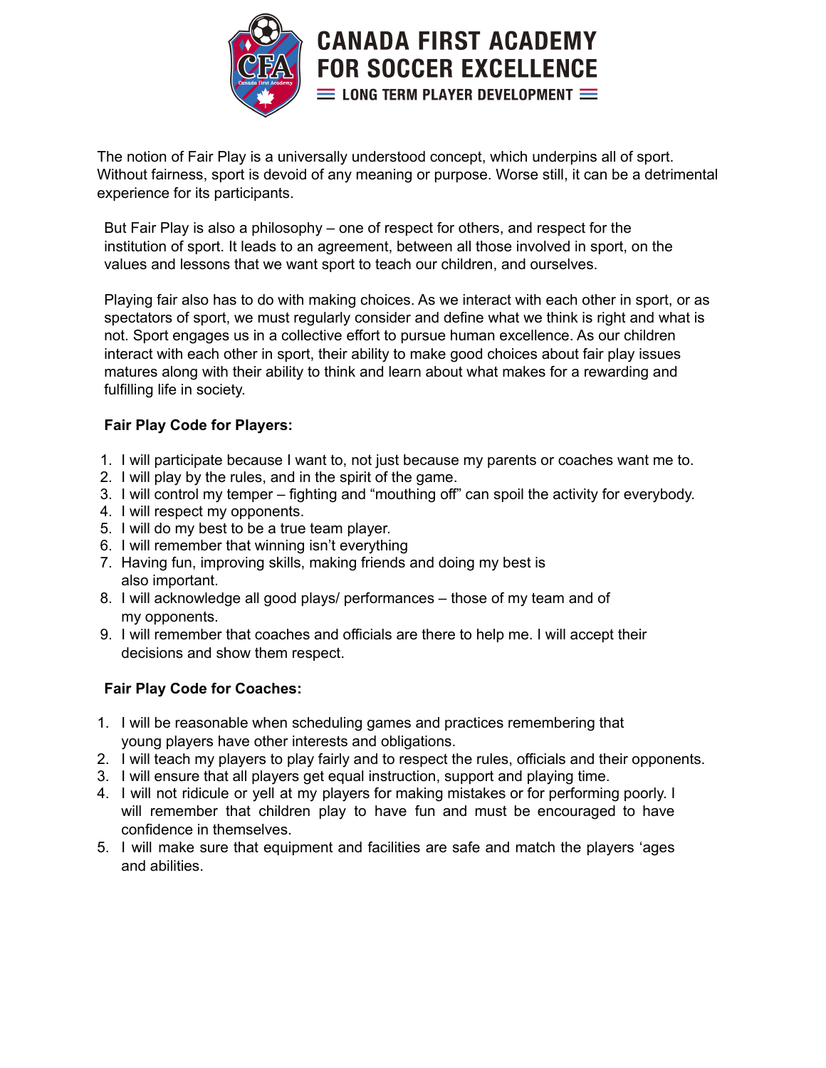# CANADA FIRST ACADEMY FOR SOCCER EXCELLENCE

**LONG TERM PLAYER DEVELOPMENT**

The notion of Fair Play is a universally understood concept, which underpins all of sport. Without fairness, sport is devoid of any meaning or purpose. Worse still, it can be a detrimental experience for its participants.

But Fair Play is also a philosophy – one of respect for others, and respect for the institution of sport. It leads to an agreement, between all those involved in sport, on the values and lessons that we want sport to teach our children, and ourselves.

Playing fair also has to do with making choices. As we interact with each other in sport, or as spectators of sport, we must regularly consider and define what we think is right and what is not. Sport engages us in a collective effort to pursue human excellence. As our children interact with each other in sport, their ability to make good choices about fair play issues matures along with their ability to think and learn about what makes for a rewarding and fulfilling life in society.

**Fair Play Code for Players:**

1. I will participate because I want to, not just because my parents or coaches want me to.
2. I will play by the rules, and in the spirit of the game.
3. I will control my temper – fighting and "mouthing off" can spoil the activity for everybody.
4. I will respect my opponents.
5. I will do my best to be a true team player.
6. I will remember that winning isn't everything
7. Having fun, improving skills, making friends and doing my best is also important.
8. I will acknowledge all good plays/ performances – those of my team and of my opponents.
9. I will remember that coaches and officials are there to help me. I will accept their decisions and show them respect.

**Fair Play Code for Coaches:**

1. I will be reasonable when scheduling games and practices remembering that young players have other interests and obligations.
2. I will teach my players to play fairly and to respect the rules, officials and their opponents.
3. I will ensure that all players get equal instruction, support and playing time.
4. I will not ridicule or yell at my players for making mistakes or for performing poorly. I will remember that children play to have fun and must be encouraged to have confidence in themselves.
5. I will make sure that equipment and facilities are safe and match the players 'ages and abilities.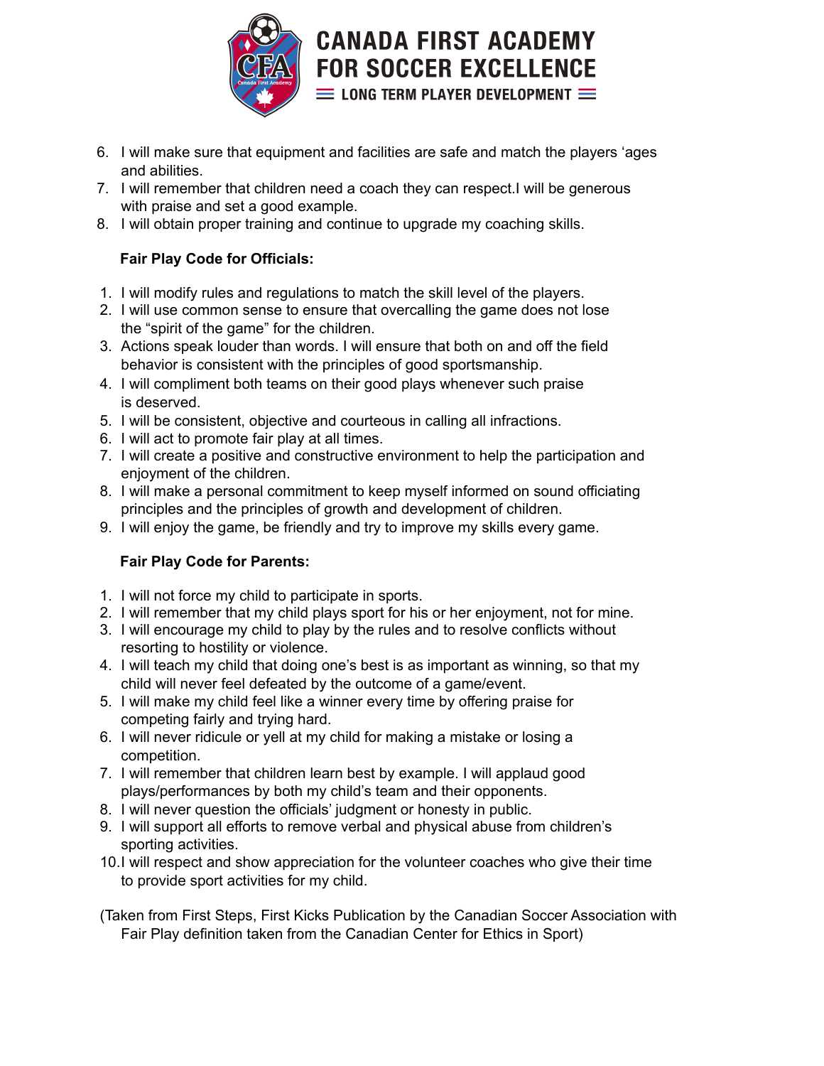6. I will make sure that equipment and facilities are safe and match the players 'ages and abilities.
7. I will remember that children need a coach they can respect.I will be generous with praise and set a good example.
8. I will obtain proper training and continue to upgrade my coaching skills.

**Fair Play Code for Officials:**

1. I will modify rules and regulations to match the skill level of the players.
2. I will use common sense to ensure that overcalling the game does not lose the "spirit of the game" for the children.
3. Actions speak louder than words. I will ensure that both on and off the field behavior is consistent with the principles of good sportsmanship.
4. I will compliment both teams on their good plays whenever such praise is deserved.
5. I will be consistent, objective and courteous in calling all infractions.
6. I will act to promote fair play at all times.
7. I will create a positive and constructive environment to help the participation and enjoyment of the children.
8. I will make a personal commitment to keep myself informed on sound officiating principles and the principles of growth and development of children.
9. I will enjoy the game, be friendly and try to improve my skills every game.

**Fair Play Code for Parents:**

1. I will not force my child to participate in sports.
2. I will remember that my child plays sport for his or her enjoyment, not for mine.
3. I will encourage my child to play by the rules and to resolve conflicts without resorting to hostility or violence.
4. I will teach my child that doing one's best is as important as winning, so that my child will never feel defeated by the outcome of a game/event.
5. I will make my child feel like a winner every time by offering praise for competing fairly and trying hard.
6. I will never ridicule or yell at my child for making a mistake or losing a competition.
7. I will remember that children learn best by example. I will applaud good plays/performances by both my child's team and their opponents.
8. I will never question the officials' judgment or honesty in public.
9. I will support all efforts to remove verbal and physical abuse from children's sporting activities.
10. I will respect and show appreciation for the volunteer coaches who give their time to provide sport activities for my child.

(Taken from First Steps, First Kicks Publication by the Canadian Soccer Association with Fair Play definition taken from the Canadian Center for Ethics in Sport)